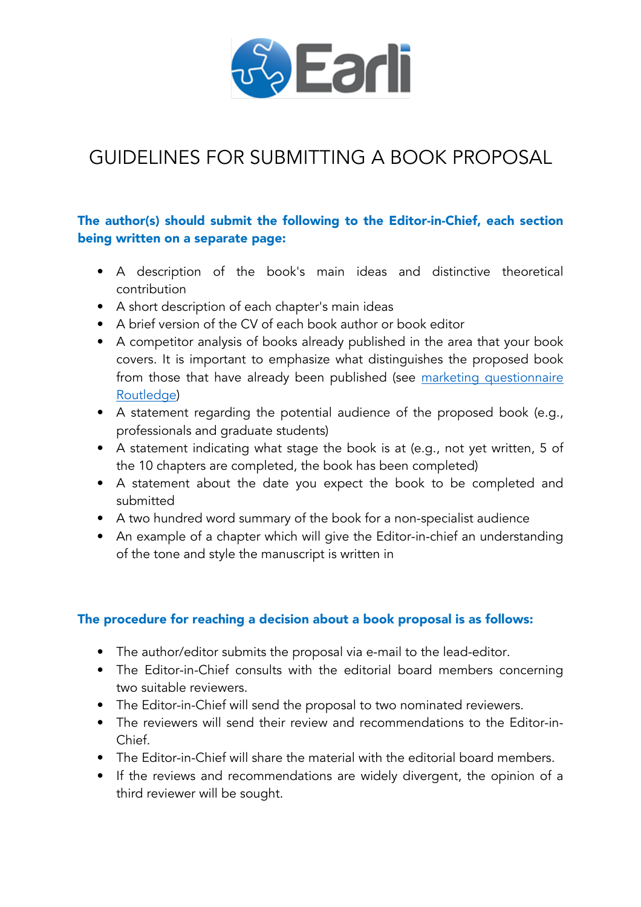# GUIDELINES FOR SUBMITTING A BOOK PROPOSAL

**The author(s) should submit the following to the Editor-in-Chief, each section being written on a separate page:**

- A description of the book's main ideas and distinctive theoretical contribution
- A short description of each chapter's main ideas
- A brief version of the CV of each book author or book editor
- A competitor analysis of books already published in the area that your book covers. It is important to emphasize what distinguishes the proposed book from those that have already been published (see marketing questionnaire Routledge)
- A statement regarding the potential audience of the proposed book (e.g., professionals and graduate students)
- A statement indicating what stage the book is at (e.g., not yet written, 5 of the 10 chapters are completed, the book has been completed)
- A statement about the date you expect the book to be completed and submitted
- A two hundred word summary of the book for a non-specialist audience
- An example of a chapter which will give the Editor-in-chief an understanding of the tone and style the manuscript is written in

**The procedure for reaching a decision about a book proposal is as follows:**

- The author/editor submits the proposal via e-mail to the lead-editor.
- The Editor-in-Chief consults with the editorial board members concerning two suitable reviewers.
- The Editor-in-Chief will send the proposal to two nominated reviewers.
- The reviewers will send their review and recommendations to the Editor-in-Chief.
- The Editor-in-Chief will share the material with the editorial board members.
- If the reviews and recommendations are widely divergent, the opinion of a third reviewer will be sought.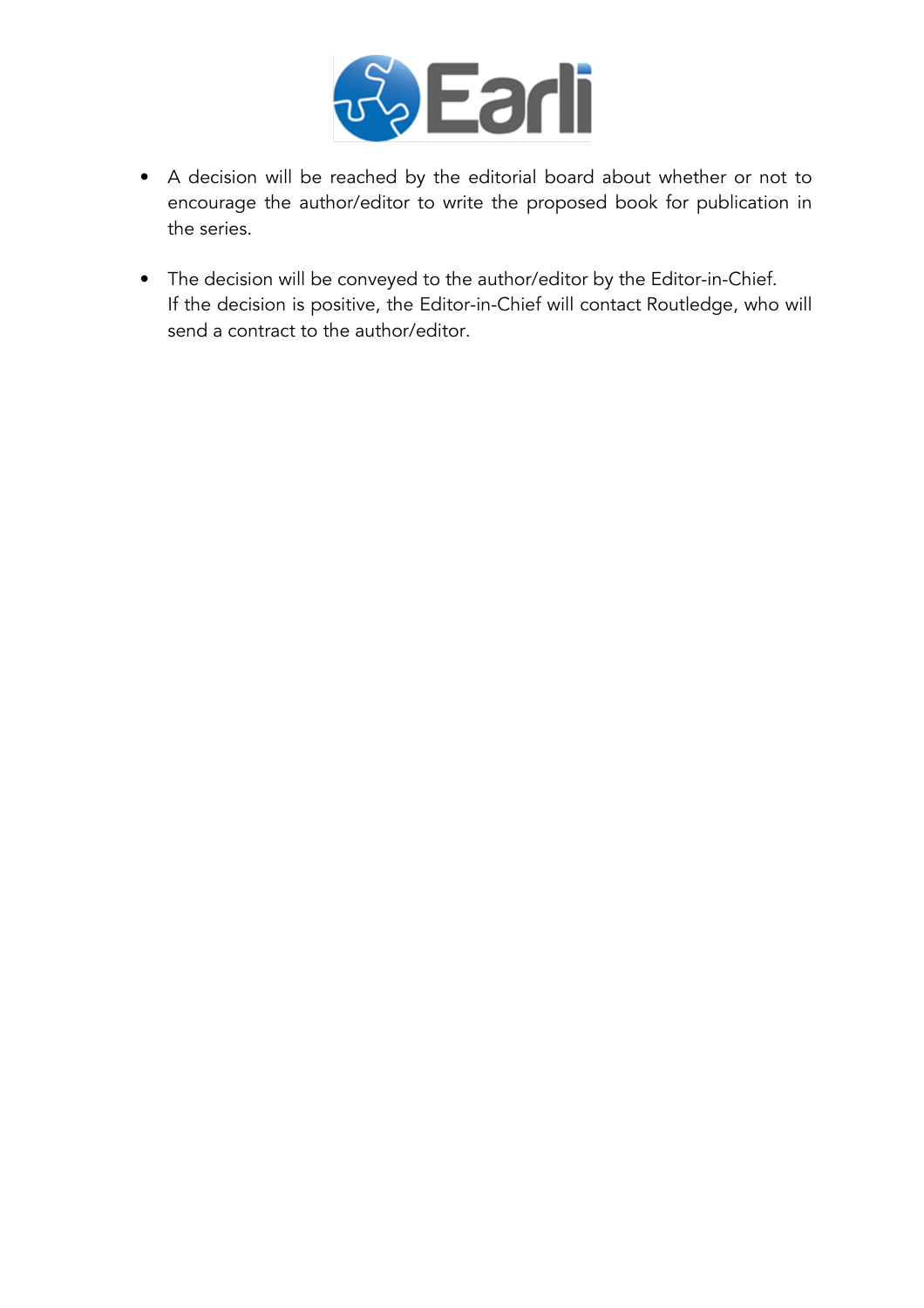- A decision will be reached by the editorial board about whether or not to encourage the author/editor to write the proposed book for publication in the series.

- The decision will be conveyed to the author/editor by the Editor-in-Chief. If the decision is positive, the Editor-in-Chief will contact Routledge, who will send a contract to the author/editor.